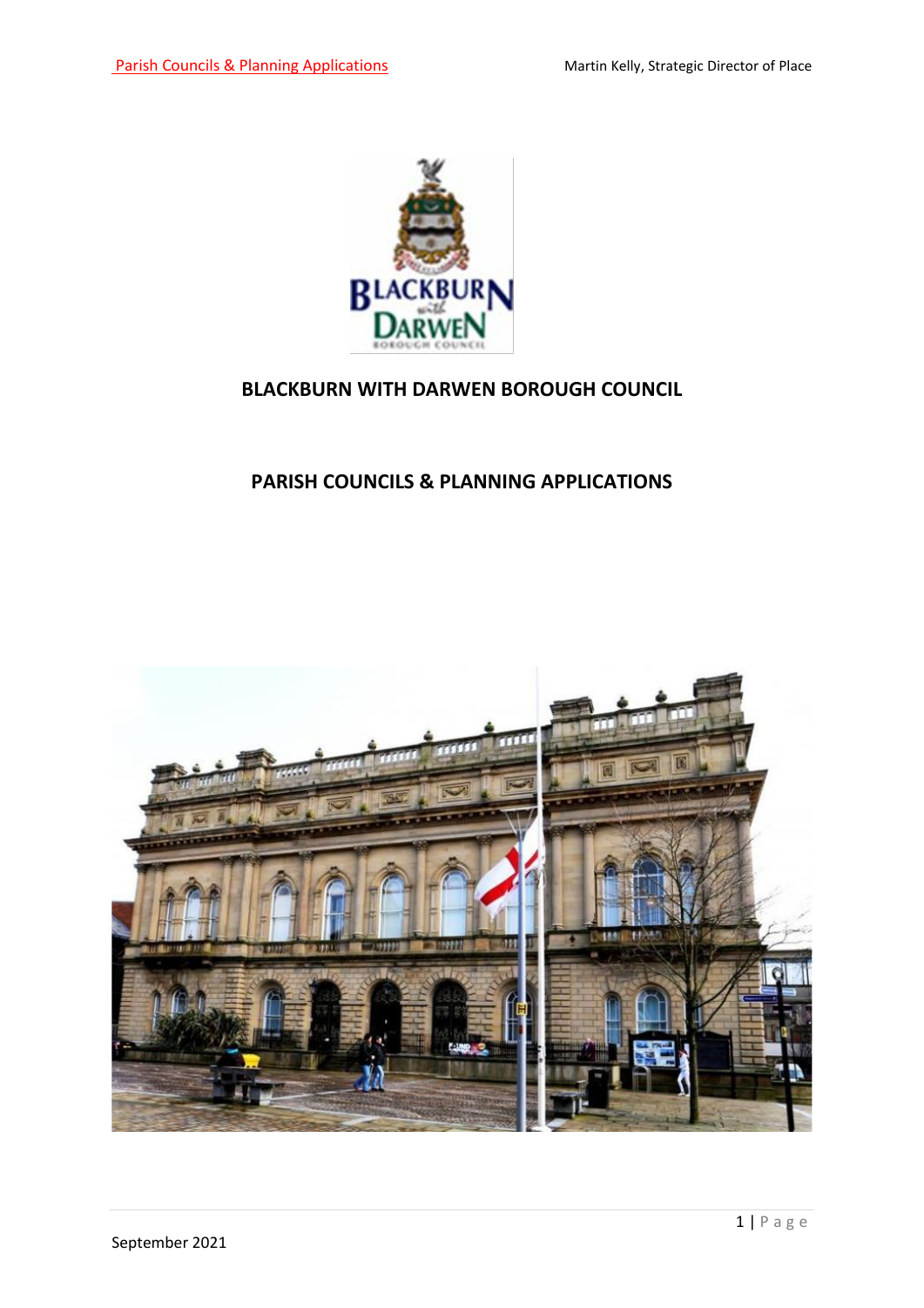# BLACKBURN WITH DARWEN BOROUGH COUNCIL

## PARISH COUNCILS & PLANNING APPLICATIONS

September 2021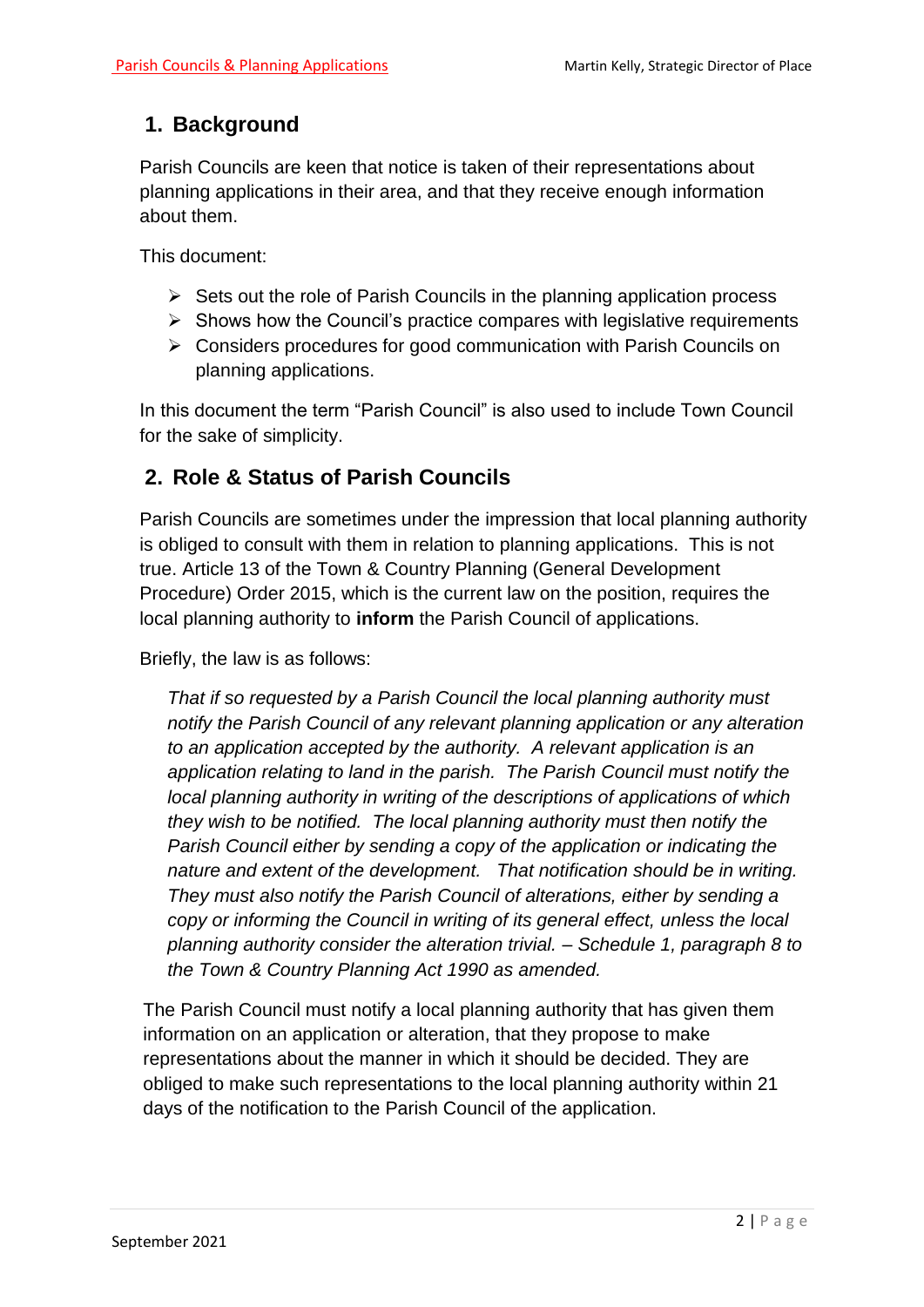## 1. Background

Parish Councils are keen that notice is taken of their representations about planning applications in their area, and that they receive enough information about them.

This document:

- Sets out the role of Parish Councils in the planning application process
- Shows how the Council's practice compares with legislative requirements
- Considers procedures for good communication with Parish Councils on planning applications.

In this document the term "Parish Council" is also used to include Town Council for the sake of simplicity.

## 2. Role & Status of Parish Councils

Parish Councils are sometimes under the impression that local planning authority is obliged to consult with them in relation to planning applications. This is not true. Article 13 of the Town & Country Planning (General Development Procedure) Order 2015, which is the current law on the position, requires the local planning authority to **inform** the Parish Council of applications.

Briefly, the law is as follows:

> *That if so requested by a Parish Council the local planning authority must notify the Parish Council of any relevant planning application or any alteration to an application accepted by the authority. A relevant application is an application relating to land in the parish. The Parish Council must notify the local planning authority in writing of the descriptions of applications of which they wish to be notified. The local planning authority must then notify the Parish Council either by sending a copy of the application or indicating the nature and extent of the development. That notification should be in writing. They must also notify the Parish Council of alterations, either by sending a copy or informing the Council in writing of its general effect, unless the local planning authority consider the alteration trivial. – Schedule 1, paragraph 8 to the Town & Country Planning Act 1990 as amended.*

The Parish Council must notify a local planning authority that has given them information on an application or alteration, that they propose to make representations about the manner in which it should be decided. They are obliged to make such representations to the local planning authority within 21 days of the notification to the Parish Council of the application.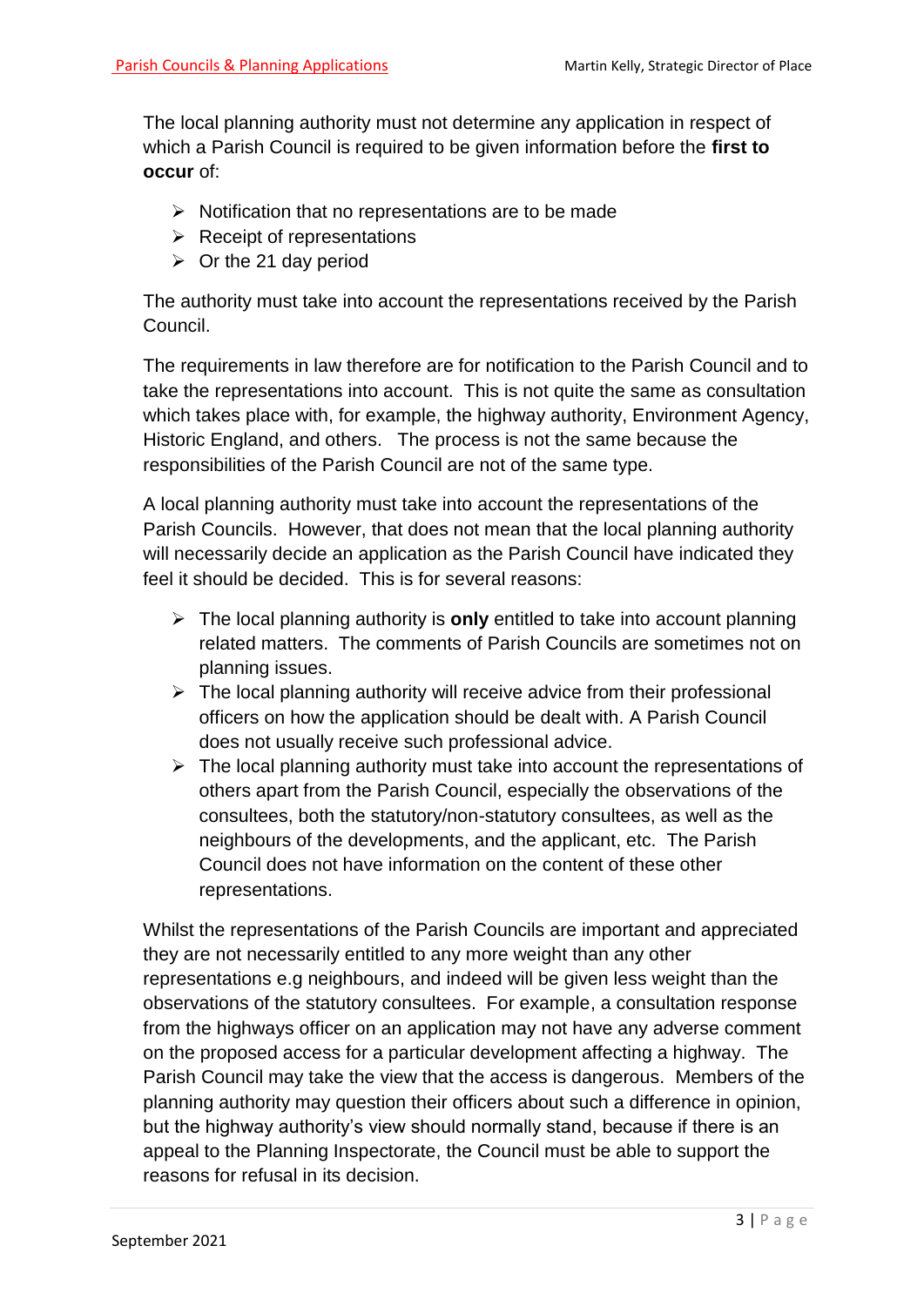The local planning authority must not determine any application in respect of which a Parish Council is required to be given information before the **first to occur** of:

- Notification that no representations are to be made
- Receipt of representations
- Or the 21 day period

The authority must take into account the representations received by the Parish Council.

The requirements in law therefore are for notification to the Parish Council and to take the representations into account. This is not quite the same as consultation which takes place with, for example, the highway authority, Environment Agency, Historic England, and others. The process is not the same because the responsibilities of the Parish Council are not of the same type.

A local planning authority must take into account the representations of the Parish Councils. However, that does not mean that the local planning authority will necessarily decide an application as the Parish Council have indicated they feel it should be decided. This is for several reasons:

- The local planning authority is **only** entitled to take into account planning related matters. The comments of Parish Councils are sometimes not on planning issues.
- The local planning authority will receive advice from their professional officers on how the application should be dealt with. A Parish Council does not usually receive such professional advice.
- The local planning authority must take into account the representations of others apart from the Parish Council, especially the observations of the consultees, both the statutory/non-statutory consultees, as well as the neighbours of the developments, and the applicant, etc. The Parish Council does not have information on the content of these other representations.

Whilst the representations of the Parish Councils are important and appreciated they are not necessarily entitled to any more weight than any other representations e.g neighbours, and indeed will be given less weight than the observations of the statutory consultees. For example, a consultation response from the highways officer on an application may not have any adverse comment on the proposed access for a particular development affecting a highway. The Parish Council may take the view that the access is dangerous. Members of the planning authority may question their officers about such a difference in opinion, but the highway authority's view should normally stand, because if there is an appeal to the Planning Inspectorate, the Council must be able to support the reasons for refusal in its decision.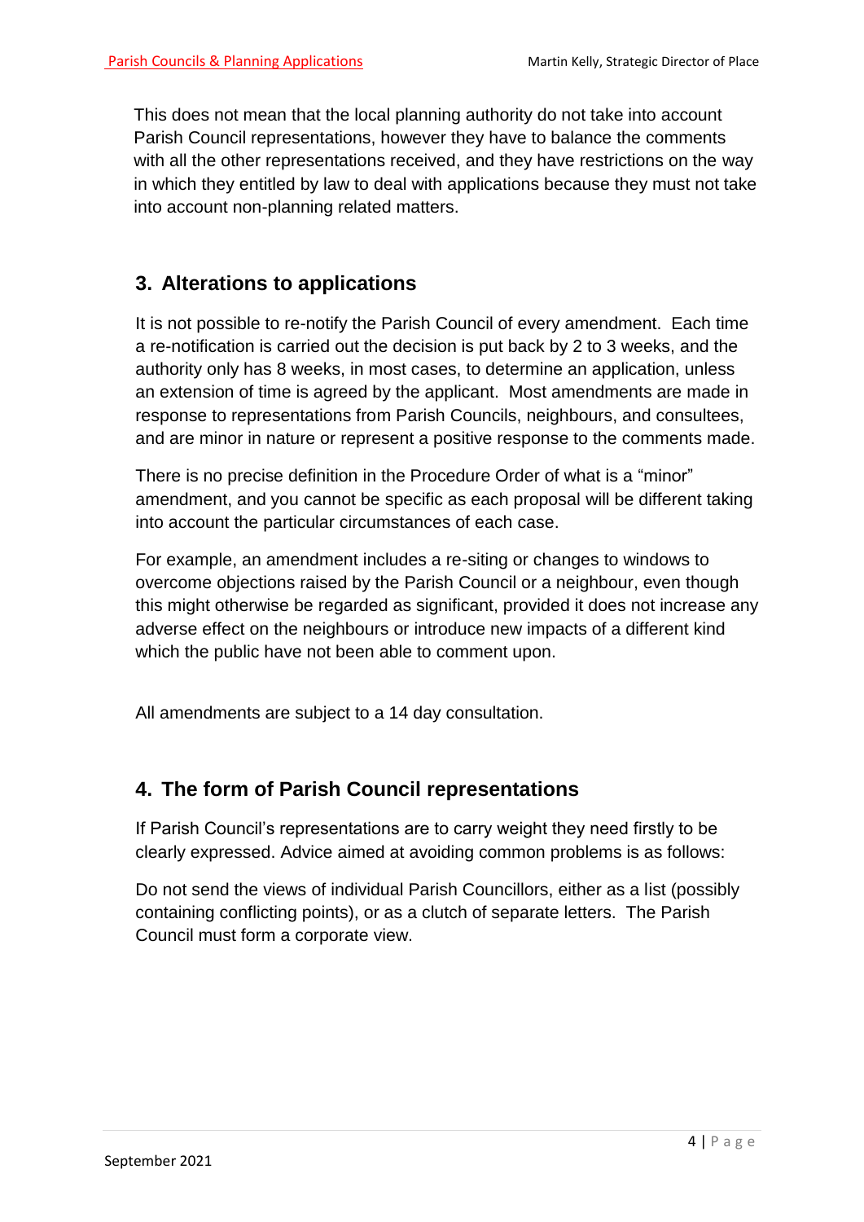This does not mean that the local planning authority do not take into account Parish Council representations, however they have to balance the comments with all the other representations received, and they have restrictions on the way in which they entitled by law to deal with applications because they must not take into account non-planning related matters.

## 3. Alterations to applications

It is not possible to re-notify the Parish Council of every amendment. Each time a re-notification is carried out the decision is put back by 2 to 3 weeks, and the authority only has 8 weeks, in most cases, to determine an application, unless an extension of time is agreed by the applicant. Most amendments are made in response to representations from Parish Councils, neighbours, and consultees, and are minor in nature or represent a positive response to the comments made.

There is no precise definition in the Procedure Order of what is a "minor" amendment, and you cannot be specific as each proposal will be different taking into account the particular circumstances of each case.

For example, an amendment includes a re-siting or changes to windows to overcome objections raised by the Parish Council or a neighbour, even though this might otherwise be regarded as significant, provided it does not increase any adverse effect on the neighbours or introduce new impacts of a different kind which the public have not been able to comment upon.

All amendments are subject to a 14 day consultation.

## 4. The form of Parish Council representations

If Parish Council's representations are to carry weight they need firstly to be clearly expressed. Advice aimed at avoiding common problems is as follows:

Do not send the views of individual Parish Councillors, either as a list (possibly containing conflicting points), or as a clutch of separate letters. The Parish Council must form a corporate view.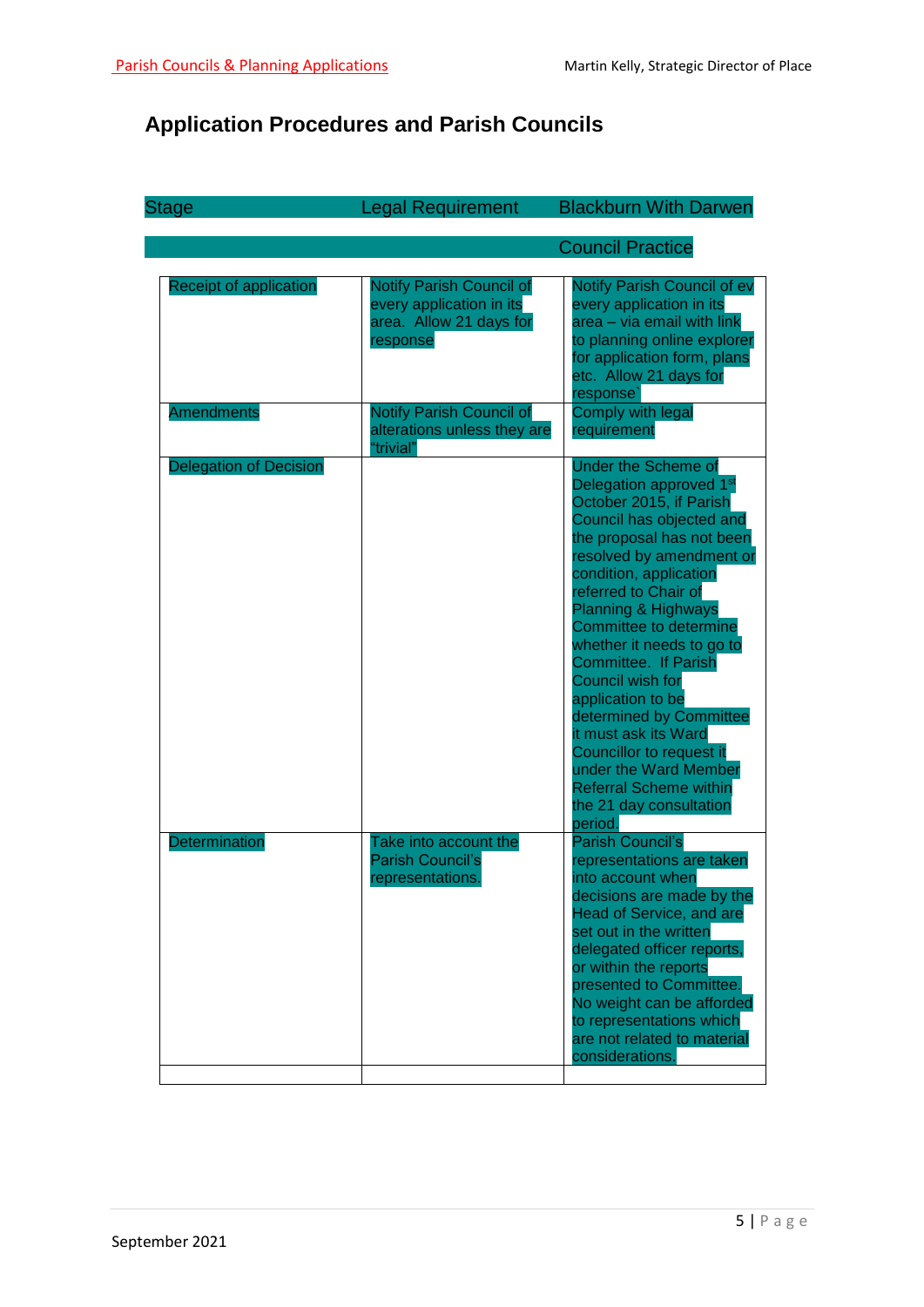# Application Procedures and Parish Councils

| Stage | Legal Requirement | Blackburn With Darwen Council Practice |
|---|---|---|
| Receipt of application | Notify Parish Council of every application in its area. Allow 21 days for response | Notify Parish Council of ev every application in its area – via email with link to planning online explorer for application form, plans etc. Allow 21 days for response |
| Amendments | Notify Parish Council of alterations unless they are "trivial" | Comply with legal requirement |
| Delegation of Decision | | Under the Scheme of Delegation approved 1st October 2015, if Parish Council has objected and the proposal has not been resolved by amendment or condition, application referred to Chair of Planning & Highways Committee to determine whether it needs to go to Committee. If Parish Council wish for application to be determined by Committee it must ask its Ward Councillor to request it under the Ward Member Referral Scheme within the 21 day consultation period. |
| Determination | Take into account the Parish Council's representations. | Parish Council's representations are taken into account when decisions are made by the Head of Service, and are set out in the written delegated officer reports, or within the reports presented to Committee. No weight can be afforded to representations which are not related to material considerations. |
| | | |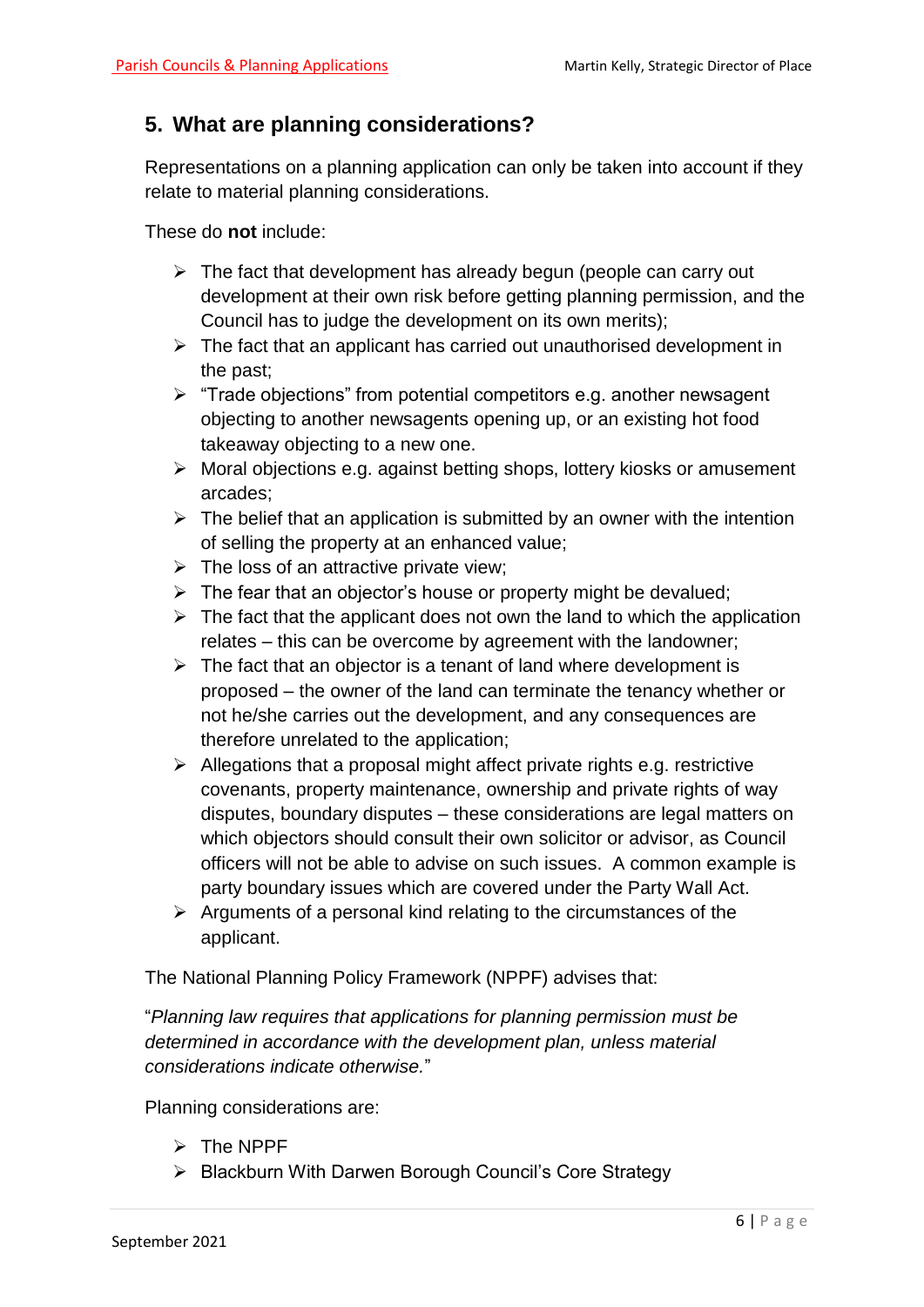## 5. What are planning considerations?

Representations on a planning application can only be taken into account if they relate to material planning considerations.

These do **not** include:

- The fact that development has already begun (people can carry out development at their own risk before getting planning permission, and the Council has to judge the development on its own merits);
- The fact that an applicant has carried out unauthorised development in the past;
- "Trade objections" from potential competitors e.g. another newsagent objecting to another newsagents opening up, or an existing hot food takeaway objecting to a new one.
- Moral objections e.g. against betting shops, lottery kiosks or amusement arcades;
- The belief that an application is submitted by an owner with the intention of selling the property at an enhanced value;
- The loss of an attractive private view;
- The fear that an objector's house or property might be devalued;
- The fact that the applicant does not own the land to which the application relates – this can be overcome by agreement with the landowner;
- The fact that an objector is a tenant of land where development is proposed – the owner of the land can terminate the tenancy whether or not he/she carries out the development, and any consequences are therefore unrelated to the application;
- Allegations that a proposal might affect private rights e.g. restrictive covenants, property maintenance, ownership and private rights of way disputes, boundary disputes – these considerations are legal matters on which objectors should consult their own solicitor or advisor, as Council officers will not be able to advise on such issues. A common example is party boundary issues which are covered under the Party Wall Act.
- Arguments of a personal kind relating to the circumstances of the applicant.

The National Planning Policy Framework (NPPF) advises that:

"*Planning law requires that applications for planning permission must be determined in accordance with the development plan, unless material considerations indicate otherwise.*"

Planning considerations are:

- The NPPF
- Blackburn With Darwen Borough Council's Core Strategy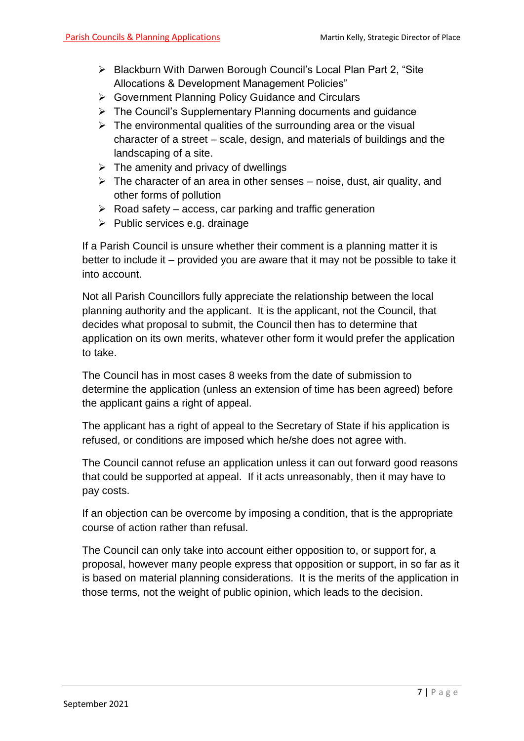- Blackburn With Darwen Borough Council's Local Plan Part 2, "Site Allocations & Development Management Policies"
- Government Planning Policy Guidance and Circulars
- The Council's Supplementary Planning documents and guidance
- The environmental qualities of the surrounding area or the visual character of a street – scale, design, and materials of buildings and the landscaping of a site.
- The amenity and privacy of dwellings
- The character of an area in other senses – noise, dust, air quality, and other forms of pollution
- Road safety – access, car parking and traffic generation
- Public services e.g. drainage

If a Parish Council is unsure whether their comment is a planning matter it is better to include it – provided you are aware that it may not be possible to take it into account.

Not all Parish Councillors fully appreciate the relationship between the local planning authority and the applicant. It is the applicant, not the Council, that decides what proposal to submit, the Council then has to determine that application on its own merits, whatever other form it would prefer the application to take.

The Council has in most cases 8 weeks from the date of submission to determine the application (unless an extension of time has been agreed) before the applicant gains a right of appeal.

The applicant has a right of appeal to the Secretary of State if his application is refused, or conditions are imposed which he/she does not agree with.

The Council cannot refuse an application unless it can out forward good reasons that could be supported at appeal. If it acts unreasonably, then it may have to pay costs.

If an objection can be overcome by imposing a condition, that is the appropriate course of action rather than refusal.

The Council can only take into account either opposition to, or support for, a proposal, however many people express that opposition or support, in so far as it is based on material planning considerations. It is the merits of the application in those terms, not the weight of public opinion, which leads to the decision.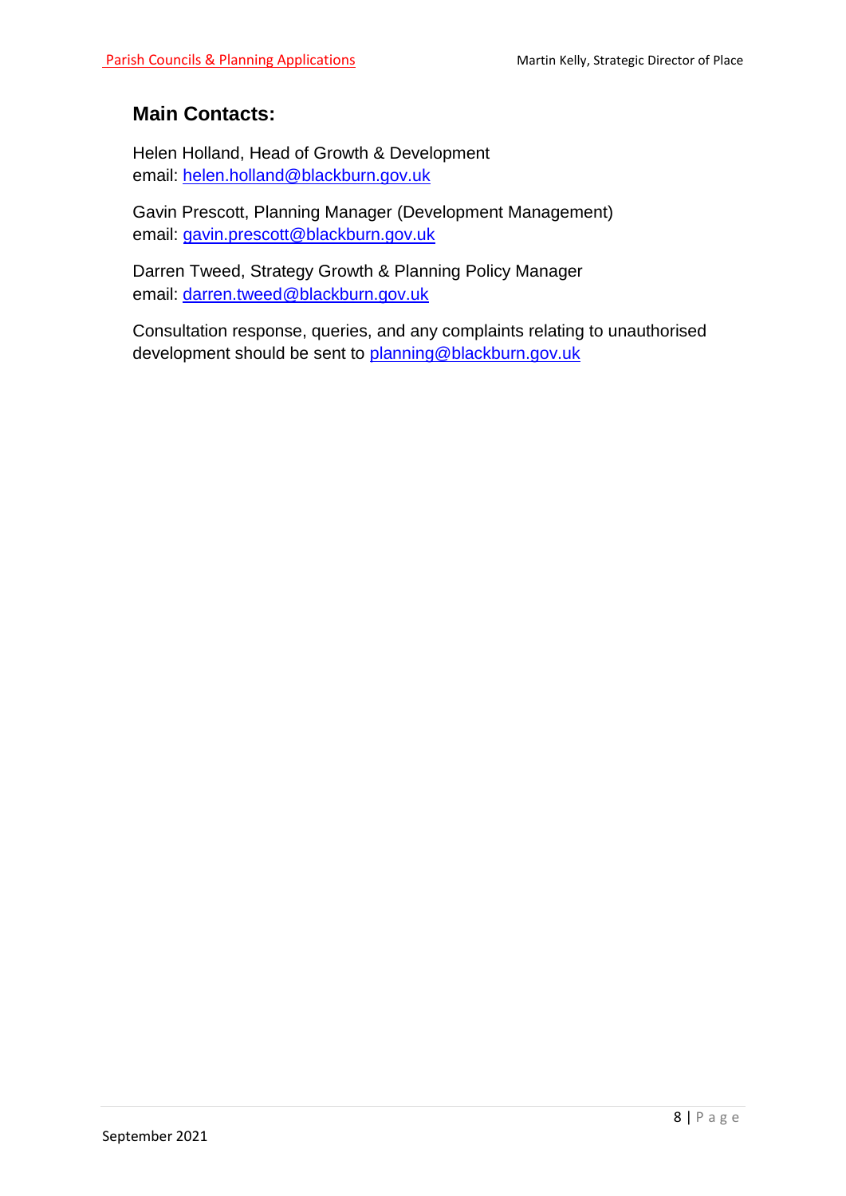## Main Contacts:

Helen Holland, Head of Growth & Development
email: helen.holland@blackburn.gov.uk

Gavin Prescott, Planning Manager (Development Management)
email: gavin.prescott@blackburn.gov.uk

Darren Tweed, Strategy Growth & Planning Policy Manager
email: darren.tweed@blackburn.gov.uk

Consultation response, queries, and any complaints relating to unauthorised development should be sent to planning@blackburn.gov.uk